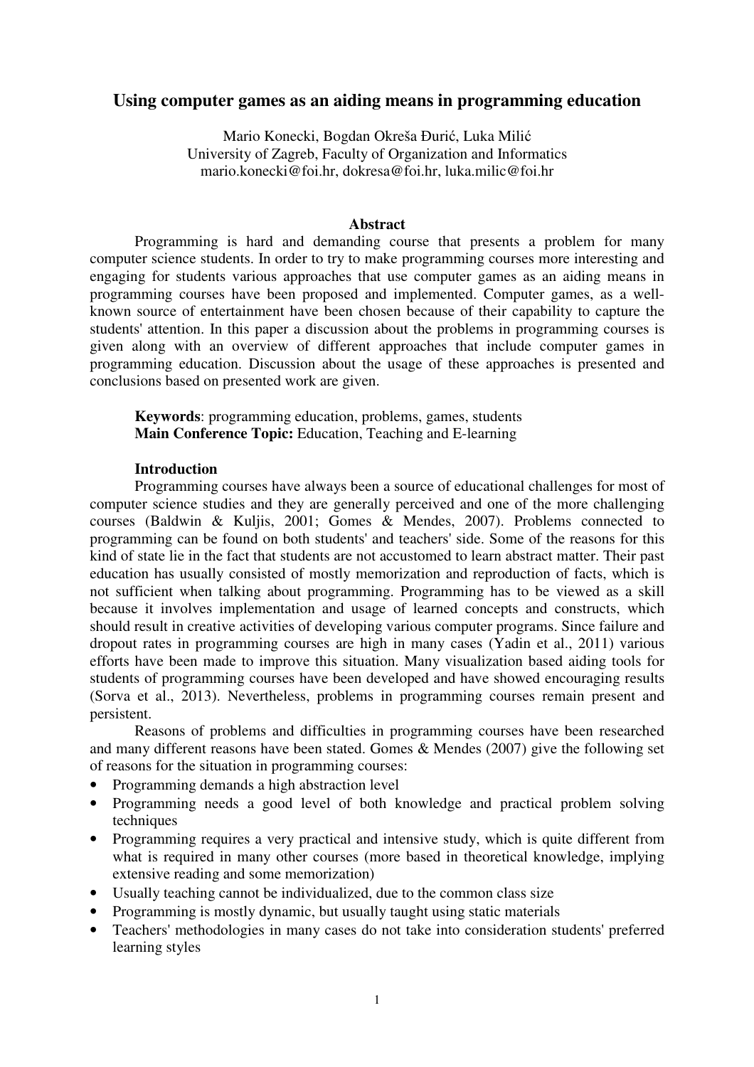# Using computer games as an aiding means in programming education

Mario Konecki, Bogdan Okreša Đurić, Luka Milić
University of Zagreb, Faculty of Organization and Informatics
mario.konecki@foi.hr, dokresa@foi.hr, luka.milic@foi.hr

## Abstract

Programming is hard and demanding course that presents a problem for many computer science students. In order to try to make programming courses more interesting and engaging for students various approaches that use computer games as an aiding means in programming courses have been proposed and implemented. Computer games, as a well-known source of entertainment have been chosen because of their capability to capture the students' attention. In this paper a discussion about the problems in programming courses is given along with an overview of different approaches that include computer games in programming education. Discussion about the usage of these approaches is presented and conclusions based on presented work are given.

**Keywords**: programming education, problems, games, students
**Main Conference Topic:** Education, Teaching and E-learning

## Introduction

Programming courses have always been a source of educational challenges for most of computer science studies and they are generally perceived and one of the more challenging courses (Baldwin & Kuljis, 2001; Gomes & Mendes, 2007). Problems connected to programming can be found on both students' and teachers' side. Some of the reasons for this kind of state lie in the fact that students are not accustomed to learn abstract matter. Their past education has usually consisted of mostly memorization and reproduction of facts, which is not sufficient when talking about programming. Programming has to be viewed as a skill because it involves implementation and usage of learned concepts and constructs, which should result in creative activities of developing various computer programs. Since failure and dropout rates in programming courses are high in many cases (Yadin et al., 2011) various efforts have been made to improve this situation. Many visualization based aiding tools for students of programming courses have been developed and have showed encouraging results (Sorva et al., 2013). Nevertheless, problems in programming courses remain present and persistent.

Reasons of problems and difficulties in programming courses have been researched and many different reasons have been stated. Gomes & Mendes (2007) give the following set of reasons for the situation in programming courses:

- Programming demands a high abstraction level
- Programming needs a good level of both knowledge and practical problem solving techniques
- Programming requires a very practical and intensive study, which is quite different from what is required in many other courses (more based in theoretical knowledge, implying extensive reading and some memorization)
- Usually teaching cannot be individualized, due to the common class size
- Programming is mostly dynamic, but usually taught using static materials
- Teachers' methodologies in many cases do not take into consideration students' preferred learning styles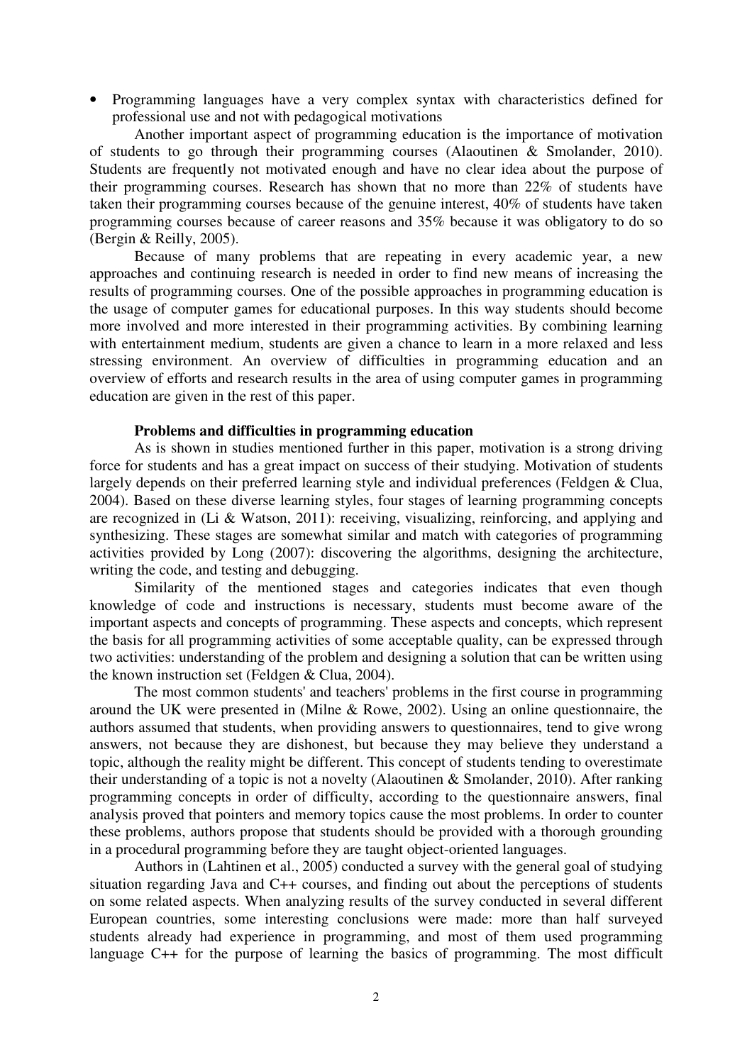- Programming languages have a very complex syntax with characteristics defined for professional use and not with pedagogical motivations

Another important aspect of programming education is the importance of motivation of students to go through their programming courses (Alaoutinen & Smolander, 2010). Students are frequently not motivated enough and have no clear idea about the purpose of their programming courses. Research has shown that no more than 22% of students have taken their programming courses because of the genuine interest, 40% of students have taken programming courses because of career reasons and 35% because it was obligatory to do so (Bergin & Reilly, 2005).

Because of many problems that are repeating in every academic year, a new approaches and continuing research is needed in order to find new means of increasing the results of programming courses. One of the possible approaches in programming education is the usage of computer games for educational purposes. In this way students should become more involved and more interested in their programming activities. By combining learning with entertainment medium, students are given a chance to learn in a more relaxed and less stressing environment. An overview of difficulties in programming education and an overview of efforts and research results in the area of using computer games in programming education are given in the rest of this paper.

## Problems and difficulties in programming education

As is shown in studies mentioned further in this paper, motivation is a strong driving force for students and has a great impact on success of their studying. Motivation of students largely depends on their preferred learning style and individual preferences (Feldgen & Clua, 2004). Based on these diverse learning styles, four stages of learning programming concepts are recognized in (Li & Watson, 2011): receiving, visualizing, reinforcing, and applying and synthesizing. These stages are somewhat similar and match with categories of programming activities provided by Long (2007): discovering the algorithms, designing the architecture, writing the code, and testing and debugging.

Similarity of the mentioned stages and categories indicates that even though knowledge of code and instructions is necessary, students must become aware of the important aspects and concepts of programming. These aspects and concepts, which represent the basis for all programming activities of some acceptable quality, can be expressed through two activities: understanding of the problem and designing a solution that can be written using the known instruction set (Feldgen & Clua, 2004).

The most common students' and teachers' problems in the first course in programming around the UK were presented in (Milne & Rowe, 2002). Using an online questionnaire, the authors assumed that students, when providing answers to questionnaires, tend to give wrong answers, not because they are dishonest, but because they may believe they understand a topic, although the reality might be different. This concept of students tending to overestimate their understanding of a topic is not a novelty (Alaoutinen & Smolander, 2010). After ranking programming concepts in order of difficulty, according to the questionnaire answers, final analysis proved that pointers and memory topics cause the most problems. In order to counter these problems, authors propose that students should be provided with a thorough grounding in a procedural programming before they are taught object-oriented languages.

Authors in (Lahtinen et al., 2005) conducted a survey with the general goal of studying situation regarding Java and C++ courses, and finding out about the perceptions of students on some related aspects. When analyzing results of the survey conducted in several different European countries, some interesting conclusions were made: more than half surveyed students already had experience in programming, and most of them used programming language C++ for the purpose of learning the basics of programming. The most difficult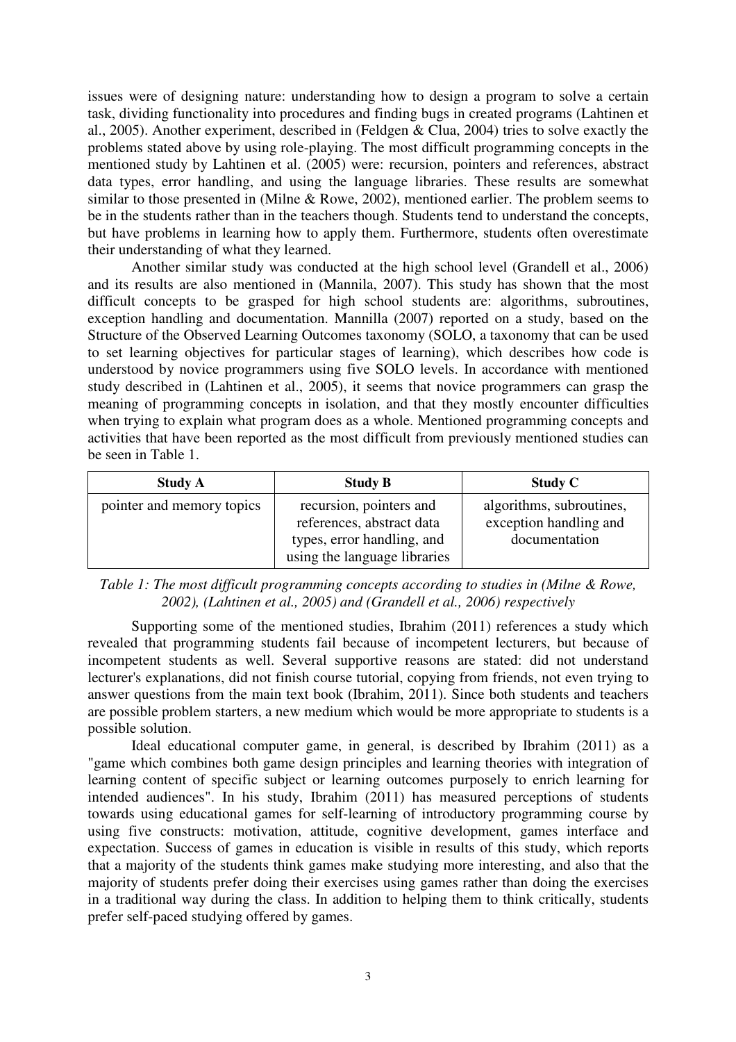issues were of designing nature: understanding how to design a program to solve a certain task, dividing functionality into procedures and finding bugs in created programs (Lahtinen et al., 2005). Another experiment, described in (Feldgen & Clua, 2004) tries to solve exactly the problems stated above by using role-playing. The most difficult programming concepts in the mentioned study by Lahtinen et al. (2005) were: recursion, pointers and references, abstract data types, error handling, and using the language libraries. These results are somewhat similar to those presented in (Milne & Rowe, 2002), mentioned earlier. The problem seems to be in the students rather than in the teachers though. Students tend to understand the concepts, but have problems in learning how to apply them. Furthermore, students often overestimate their understanding of what they learned.

Another similar study was conducted at the high school level (Grandell et al., 2006) and its results are also mentioned in (Mannila, 2007). This study has shown that the most difficult concepts to be grasped for high school students are: algorithms, subroutines, exception handling and documentation. Mannilla (2007) reported on a study, based on the Structure of the Observed Learning Outcomes taxonomy (SOLO, a taxonomy that can be used to set learning objectives for particular stages of learning), which describes how code is understood by novice programmers using five SOLO levels. In accordance with mentioned study described in (Lahtinen et al., 2005), it seems that novice programmers can grasp the meaning of programming concepts in isolation, and that they mostly encounter difficulties when trying to explain what program does as a whole. Mentioned programming concepts and activities that have been reported as the most difficult from previously mentioned studies can be seen in Table 1.

| **Study A** | **Study B** | **Study C** |
|---|---|---|
| pointer and memory topics | recursion, pointers and references, abstract data types, error handling, and using the language libraries | algorithms, subroutines, exception handling and documentation |

*Table 1: The most difficult programming concepts according to studies in (Milne & Rowe, 2002), (Lahtinen et al., 2005) and (Grandell et al., 2006) respectively*

Supporting some of the mentioned studies, Ibrahim (2011) references a study which revealed that programming students fail because of incompetent lecturers, but because of incompetent students as well. Several supportive reasons are stated: did not understand lecturer's explanations, did not finish course tutorial, copying from friends, not even trying to answer questions from the main text book (Ibrahim, 2011). Since both students and teachers are possible problem starters, a new medium which would be more appropriate to students is a possible solution.

Ideal educational computer game, in general, is described by Ibrahim (2011) as a "game which combines both game design principles and learning theories with integration of learning content of specific subject or learning outcomes purposely to enrich learning for intended audiences". In his study, Ibrahim (2011) has measured perceptions of students towards using educational games for self-learning of introductory programming course by using five constructs: motivation, attitude, cognitive development, games interface and expectation. Success of games in education is visible in results of this study, which reports that a majority of the students think games make studying more interesting, and also that the majority of students prefer doing their exercises using games rather than doing the exercises in a traditional way during the class. In addition to helping them to think critically, students prefer self-paced studying offered by games.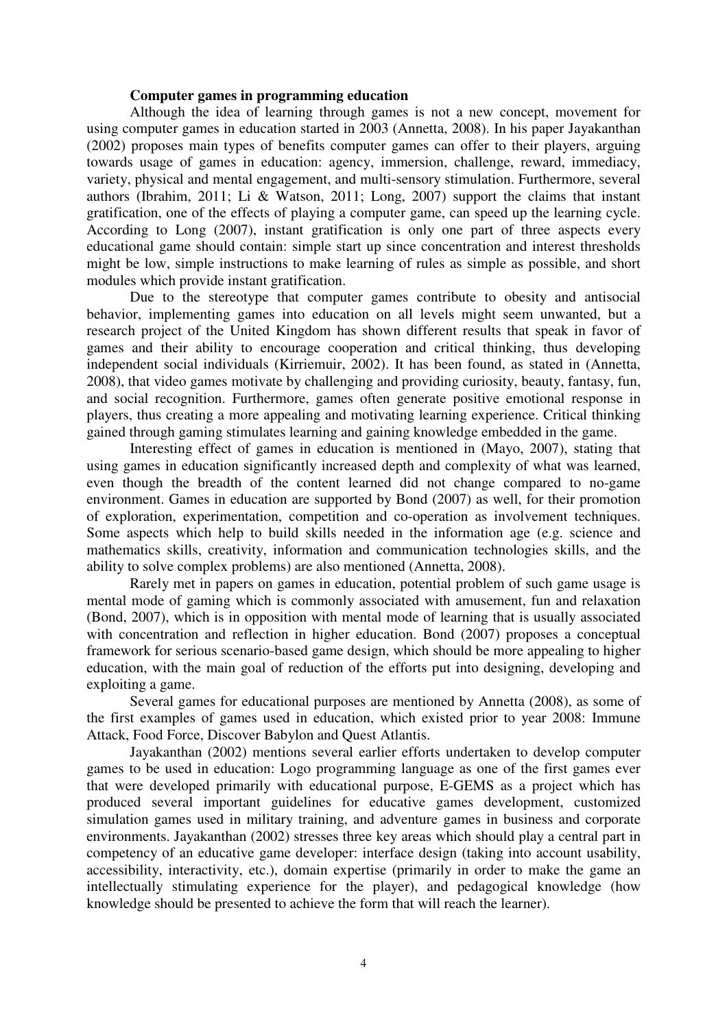### Computer games in programming education

Although the idea of learning through games is not a new concept, movement for using computer games in education started in 2003 (Annetta, 2008). In his paper Jayakanthan (2002) proposes main types of benefits computer games can offer to their players, arguing towards usage of games in education: agency, immersion, challenge, reward, immediacy, variety, physical and mental engagement, and multi-sensory stimulation. Furthermore, several authors (Ibrahim, 2011; Li & Watson, 2011; Long, 2007) support the claims that instant gratification, one of the effects of playing a computer game, can speed up the learning cycle. According to Long (2007), instant gratification is only one part of three aspects every educational game should contain: simple start up since concentration and interest thresholds might be low, simple instructions to make learning of rules as simple as possible, and short modules which provide instant gratification.

Due to the stereotype that computer games contribute to obesity and antisocial behavior, implementing games into education on all levels might seem unwanted, but a research project of the United Kingdom has shown different results that speak in favor of games and their ability to encourage cooperation and critical thinking, thus developing independent social individuals (Kirriemuir, 2002). It has been found, as stated in (Annetta, 2008), that video games motivate by challenging and providing curiosity, beauty, fantasy, fun, and social recognition. Furthermore, games often generate positive emotional response in players, thus creating a more appealing and motivating learning experience. Critical thinking gained through gaming stimulates learning and gaining knowledge embedded in the game.

Interesting effect of games in education is mentioned in (Mayo, 2007), stating that using games in education significantly increased depth and complexity of what was learned, even though the breadth of the content learned did not change compared to no-game environment. Games in education are supported by Bond (2007) as well, for their promotion of exploration, experimentation, competition and co-operation as involvement techniques. Some aspects which help to build skills needed in the information age (e.g. science and mathematics skills, creativity, information and communication technologies skills, and the ability to solve complex problems) are also mentioned (Annetta, 2008).

Rarely met in papers on games in education, potential problem of such game usage is mental mode of gaming which is commonly associated with amusement, fun and relaxation (Bond, 2007), which is in opposition with mental mode of learning that is usually associated with concentration and reflection in higher education. Bond (2007) proposes a conceptual framework for serious scenario-based game design, which should be more appealing to higher education, with the main goal of reduction of the efforts put into designing, developing and exploiting a game.

Several games for educational purposes are mentioned by Annetta (2008), as some of the first examples of games used in education, which existed prior to year 2008: Immune Attack, Food Force, Discover Babylon and Quest Atlantis.

Jayakanthan (2002) mentions several earlier efforts undertaken to develop computer games to be used in education: Logo programming language as one of the first games ever that were developed primarily with educational purpose, E-GEMS as a project which has produced several important guidelines for educative games development, customized simulation games used in military training, and adventure games in business and corporate environments. Jayakanthan (2002) stresses three key areas which should play a central part in competency of an educative game developer: interface design (taking into account usability, accessibility, interactivity, etc.), domain expertise (primarily in order to make the game an intellectually stimulating experience for the player), and pedagogical knowledge (how knowledge should be presented to achieve the form that will reach the learner).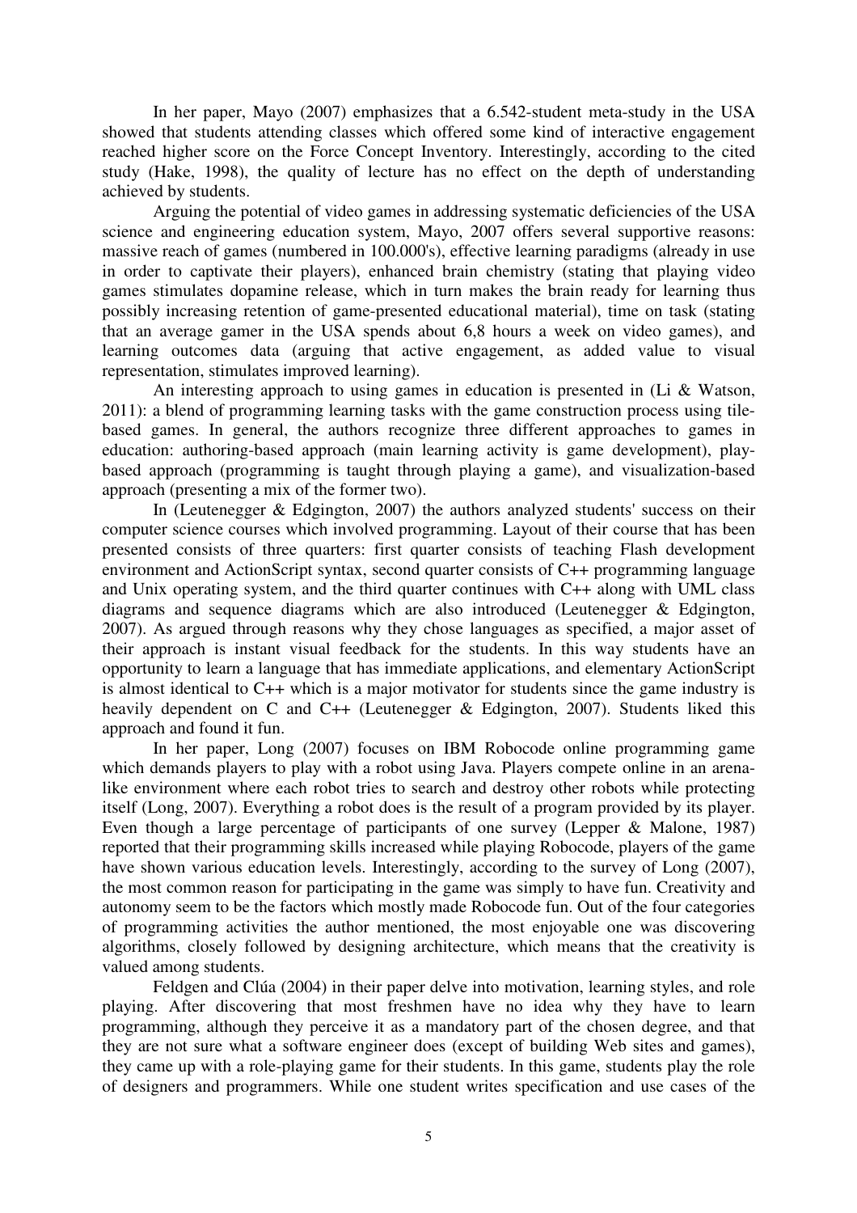In her paper, Mayo (2007) emphasizes that a 6.542-student meta-study in the USA showed that students attending classes which offered some kind of interactive engagement reached higher score on the Force Concept Inventory. Interestingly, according to the cited study (Hake, 1998), the quality of lecture has no effect on the depth of understanding achieved by students.

Arguing the potential of video games in addressing systematic deficiencies of the USA science and engineering education system, Mayo, 2007 offers several supportive reasons: massive reach of games (numbered in 100.000's), effective learning paradigms (already in use in order to captivate their players), enhanced brain chemistry (stating that playing video games stimulates dopamine release, which in turn makes the brain ready for learning thus possibly increasing retention of game-presented educational material), time on task (stating that an average gamer in the USA spends about 6,8 hours a week on video games), and learning outcomes data (arguing that active engagement, as added value to visual representation, stimulates improved learning).

An interesting approach to using games in education is presented in (Li & Watson, 2011): a blend of programming learning tasks with the game construction process using tile-based games. In general, the authors recognize three different approaches to games in education: authoring-based approach (main learning activity is game development), play-based approach (programming is taught through playing a game), and visualization-based approach (presenting a mix of the former two).

In (Leutenegger & Edgington, 2007) the authors analyzed students' success on their computer science courses which involved programming. Layout of their course that has been presented consists of three quarters: first quarter consists of teaching Flash development environment and ActionScript syntax, second quarter consists of C++ programming language and Unix operating system, and the third quarter continues with C++ along with UML class diagrams and sequence diagrams which are also introduced (Leutenegger & Edgington, 2007). As argued through reasons why they chose languages as specified, a major asset of their approach is instant visual feedback for the students. In this way students have an opportunity to learn a language that has immediate applications, and elementary ActionScript is almost identical to C++ which is a major motivator for students since the game industry is heavily dependent on C and C++ (Leutenegger & Edgington, 2007). Students liked this approach and found it fun.

In her paper, Long (2007) focuses on IBM Robocode online programming game which demands players to play with a robot using Java. Players compete online in an arena-like environment where each robot tries to search and destroy other robots while protecting itself (Long, 2007). Everything a robot does is the result of a program provided by its player. Even though a large percentage of participants of one survey (Lepper & Malone, 1987) reported that their programming skills increased while playing Robocode, players of the game have shown various education levels. Interestingly, according to the survey of Long (2007), the most common reason for participating in the game was simply to have fun. Creativity and autonomy seem to be the factors which mostly made Robocode fun. Out of the four categories of programming activities the author mentioned, the most enjoyable one was discovering algorithms, closely followed by designing architecture, which means that the creativity is valued among students.

Feldgen and Clúa (2004) in their paper delve into motivation, learning styles, and role playing. After discovering that most freshmen have no idea why they have to learn programming, although they perceive it as a mandatory part of the chosen degree, and that they are not sure what a software engineer does (except of building Web sites and games), they came up with a role-playing game for their students. In this game, students play the role of designers and programmers. While one student writes specification and use cases of the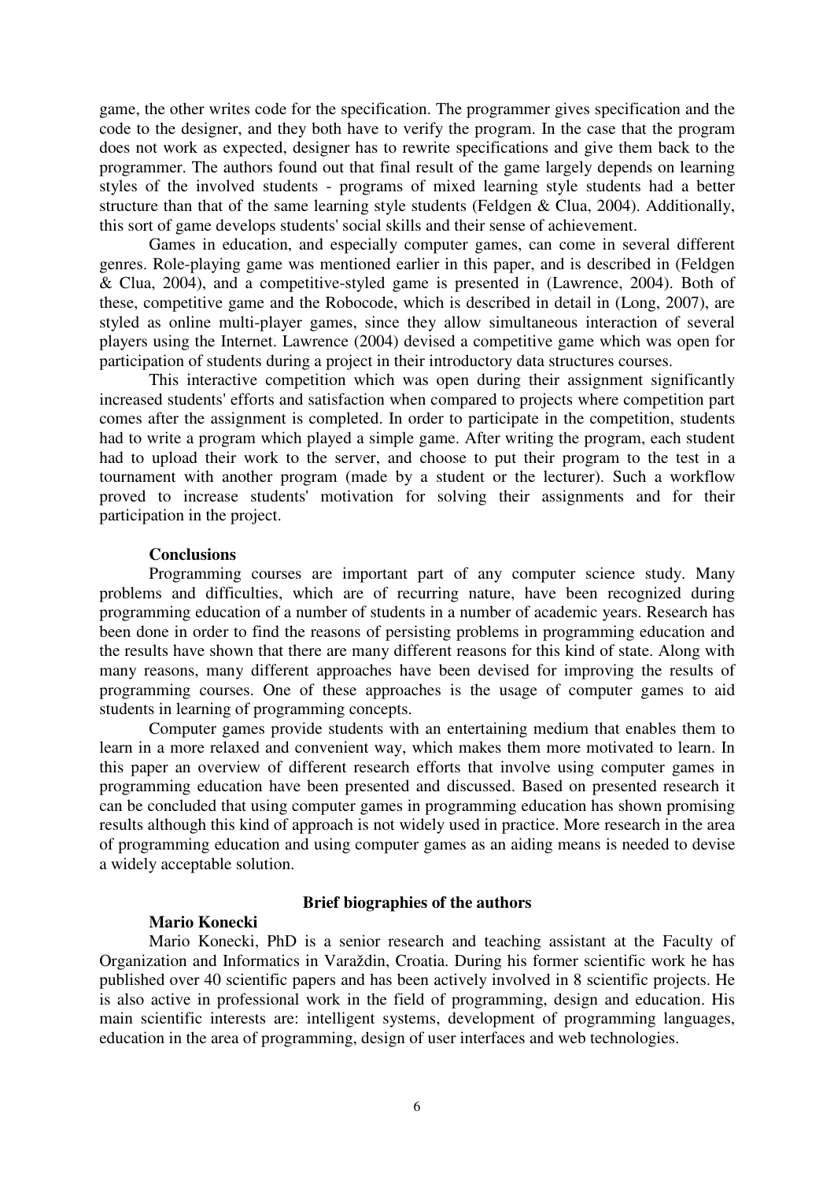game, the other writes code for the specification. The programmer gives specification and the code to the designer, and they both have to verify the program. In the case that the program does not work as expected, designer has to rewrite specifications and give them back to the programmer. The authors found out that final result of the game largely depends on learning styles of the involved students - programs of mixed learning style students had a better structure than that of the same learning style students (Feldgen & Clua, 2004). Additionally, this sort of game develops students' social skills and their sense of achievement.

Games in education, and especially computer games, can come in several different genres. Role-playing game was mentioned earlier in this paper, and is described in (Feldgen & Clua, 2004), and a competitive-styled game is presented in (Lawrence, 2004). Both of these, competitive game and the Robocode, which is described in detail in (Long, 2007), are styled as online multi-player games, since they allow simultaneous interaction of several players using the Internet. Lawrence (2004) devised a competitive game which was open for participation of students during a project in their introductory data structures courses.

This interactive competition which was open during their assignment significantly increased students' efforts and satisfaction when compared to projects where competition part comes after the assignment is completed. In order to participate in the competition, students had to write a program which played a simple game. After writing the program, each student had to upload their work to the server, and choose to put their program to the test in a tournament with another program (made by a student or the lecturer). Such a workflow proved to increase students' motivation for solving their assignments and for their participation in the project.

## Conclusions

Programming courses are important part of any computer science study. Many problems and difficulties, which are of recurring nature, have been recognized during programming education of a number of students in a number of academic years. Research has been done in order to find the reasons of persisting problems in programming education and the results have shown that there are many different reasons for this kind of state. Along with many reasons, many different approaches have been devised for improving the results of programming courses. One of these approaches is the usage of computer games to aid students in learning of programming concepts.

Computer games provide students with an entertaining medium that enables them to learn in a more relaxed and convenient way, which makes them more motivated to learn. In this paper an overview of different research efforts that involve using computer games in programming education have been presented and discussed. Based on presented research it can be concluded that using computer games in programming education has shown promising results although this kind of approach is not widely used in practice. More research in the area of programming education and using computer games as an aiding means is needed to devise a widely acceptable solution.

## Brief biographies of the authors

### Mario Konecki

Mario Konecki, PhD is a senior research and teaching assistant at the Faculty of Organization and Informatics in Varaždin, Croatia. During his former scientific work he has published over 40 scientific papers and has been actively involved in 8 scientific projects. He is also active in professional work in the field of programming, design and education. His main scientific interests are: intelligent systems, development of programming languages, education in the area of programming, design of user interfaces and web technologies.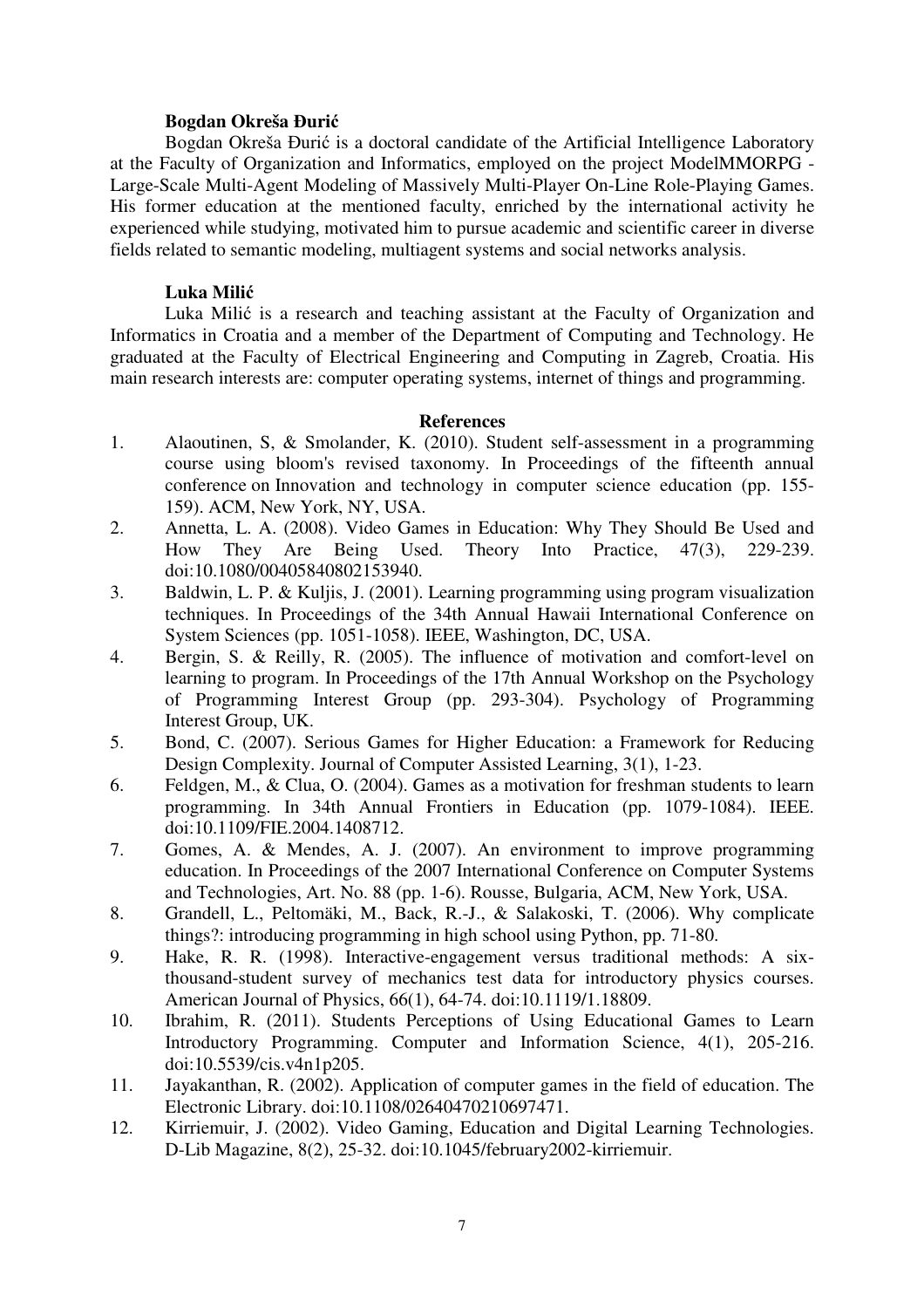**Bogdan Okreša Đurić**

Bogdan Okreša Đurić is a doctoral candidate of the Artificial Intelligence Laboratory at the Faculty of Organization and Informatics, employed on the project ModelMMORPG - Large-Scale Multi-Agent Modeling of Massively Multi-Player On-Line Role-Playing Games. His former education at the mentioned faculty, enriched by the international activity he experienced while studying, motivated him to pursue academic and scientific career in diverse fields related to semantic modeling, multiagent systems and social networks analysis.

**Luka Milić**

Luka Milić is a research and teaching assistant at the Faculty of Organization and Informatics in Croatia and a member of the Department of Computing and Technology. He graduated at the Faculty of Electrical Engineering and Computing in Zagreb, Croatia. His main research interests are: computer operating systems, internet of things and programming.

## References

1. Alaoutinen, S, & Smolander, K. (2010). Student self-assessment in a programming course using bloom's revised taxonomy. In Proceedings of the fifteenth annual conference on Innovation and technology in computer science education (pp. 155-159). ACM, New York, NY, USA.
2. Annetta, L. A. (2008). Video Games in Education: Why They Should Be Used and How They Are Being Used. Theory Into Practice, 47(3), 229-239. doi:10.1080/00405840802153940.
3. Baldwin, L. P. & Kuljis, J. (2001). Learning programming using program visualization techniques. In Proceedings of the 34th Annual Hawaii International Conference on System Sciences (pp. 1051-1058). IEEE, Washington, DC, USA.
4. Bergin, S. & Reilly, R. (2005). The influence of motivation and comfort-level on learning to program. In Proceedings of the 17th Annual Workshop on the Psychology of Programming Interest Group (pp. 293-304). Psychology of Programming Interest Group, UK.
5. Bond, C. (2007). Serious Games for Higher Education: a Framework for Reducing Design Complexity. Journal of Computer Assisted Learning, 3(1), 1-23.
6. Feldgen, M., & Clua, O. (2004). Games as a motivation for freshman students to learn programming. In 34th Annual Frontiers in Education (pp. 1079-1084). IEEE. doi:10.1109/FIE.2004.1408712.
7. Gomes, A. & Mendes, A. J. (2007). An environment to improve programming education. In Proceedings of the 2007 International Conference on Computer Systems and Technologies, Art. No. 88 (pp. 1-6). Rousse, Bulgaria, ACM, New York, USA.
8. Grandell, L., Peltomäki, M., Back, R.-J., & Salakoski, T. (2006). Why complicate things?: introducing programming in high school using Python, pp. 71-80.
9. Hake, R. R. (1998). Interactive-engagement versus traditional methods: A six-thousand-student survey of mechanics test data for introductory physics courses. American Journal of Physics, 66(1), 64-74. doi:10.1119/1.18809.
10. Ibrahim, R. (2011). Students Perceptions of Using Educational Games to Learn Introductory Programming. Computer and Information Science, 4(1), 205-216. doi:10.5539/cis.v4n1p205.
11. Jayakanthan, R. (2002). Application of computer games in the field of education. The Electronic Library. doi:10.1108/02640470210697471.
12. Kirriemuir, J. (2002). Video Gaming, Education and Digital Learning Technologies. D-Lib Magazine, 8(2), 25-32. doi:10.1045/february2002-kirriemuir.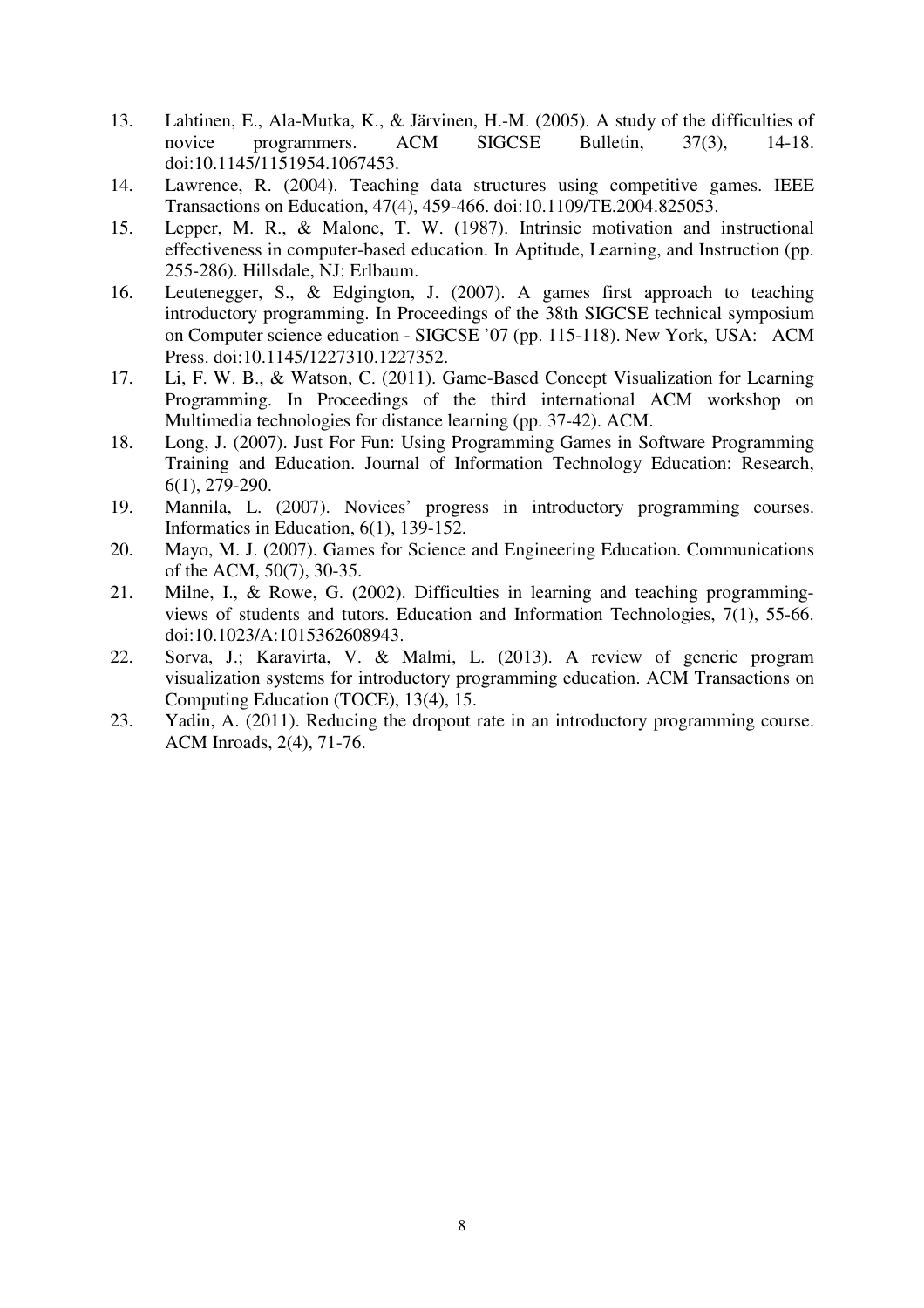13. Lahtinen, E., Ala-Mutka, K., & Järvinen, H.-M. (2005). A study of the difficulties of novice programmers. ACM SIGCSE Bulletin, 37(3), 14-18. doi:10.1145/1151954.1067453.
14. Lawrence, R. (2004). Teaching data structures using competitive games. IEEE Transactions on Education, 47(4), 459-466. doi:10.1109/TE.2004.825053.
15. Lepper, M. R., & Malone, T. W. (1987). Intrinsic motivation and instructional effectiveness in computer-based education. In Aptitude, Learning, and Instruction (pp. 255-286). Hillsdale, NJ: Erlbaum.
16. Leutenegger, S., & Edgington, J. (2007). A games first approach to teaching introductory programming. In Proceedings of the 38th SIGCSE technical symposium on Computer science education - SIGCSE '07 (pp. 115-118). New York, USA: ACM Press. doi:10.1145/1227310.1227352.
17. Li, F. W. B., & Watson, C. (2011). Game-Based Concept Visualization for Learning Programming. In Proceedings of the third international ACM workshop on Multimedia technologies for distance learning (pp. 37-42). ACM.
18. Long, J. (2007). Just For Fun: Using Programming Games in Software Programming Training and Education. Journal of Information Technology Education: Research, 6(1), 279-290.
19. Mannila, L. (2007). Novices' progress in introductory programming courses. Informatics in Education, 6(1), 139-152.
20. Mayo, M. J. (2007). Games for Science and Engineering Education. Communications of the ACM, 50(7), 30-35.
21. Milne, I., & Rowe, G. (2002). Difficulties in learning and teaching programming-views of students and tutors. Education and Information Technologies, 7(1), 55-66. doi:10.1023/A:1015362608943.
22. Sorva, J.; Karavirta, V. & Malmi, L. (2013). A review of generic program visualization systems for introductory programming education. ACM Transactions on Computing Education (TOCE), 13(4), 15.
23. Yadin, A. (2011). Reducing the dropout rate in an introductory programming course. ACM Inroads, 2(4), 71-76.